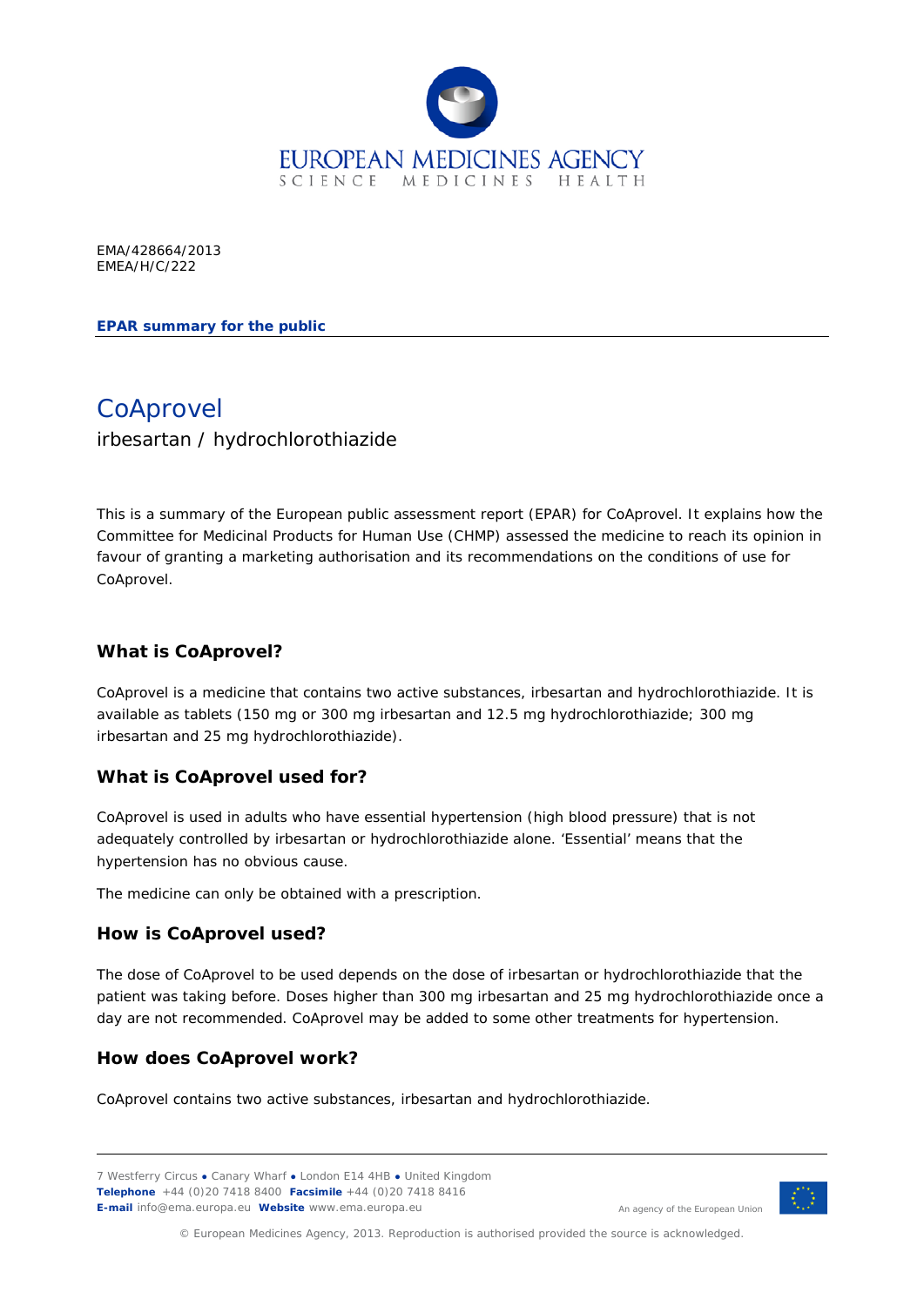EMA/428664/2013
EMEA/H/C/222

**EPAR summary for the public**

# CoAprovel

irbesartan / hydrochlorothiazide

This is a summary of the European public assessment report (EPAR) for CoAprovel. It explains how the Committee for Medicinal Products for Human Use (CHMP) assessed the medicine to reach its opinion in favour of granting a marketing authorisation and its recommendations on the conditions of use for CoAprovel.

## What is CoAprovel?

CoAprovel is a medicine that contains two active substances, irbesartan and hydrochlorothiazide. It is available as tablets (150 mg or 300 mg irbesartan and 12.5 mg hydrochlorothiazide; 300 mg irbesartan and 25 mg hydrochlorothiazide).

## What is CoAprovel used for?

CoAprovel is used in adults who have essential hypertension (high blood pressure) that is not adequately controlled by irbesartan or hydrochlorothiazide alone. 'Essential' means that the hypertension has no obvious cause.

The medicine can only be obtained with a prescription.

## How is CoAprovel used?

The dose of CoAprovel to be used depends on the dose of irbesartan or hydrochlorothiazide that the patient was taking before. Doses higher than 300 mg irbesartan and 25 mg hydrochlorothiazide once a day are not recommended. CoAprovel may be added to some other treatments for hypertension.

## How does CoAprovel work?

CoAprovel contains two active substances, irbesartan and hydrochlorothiazide.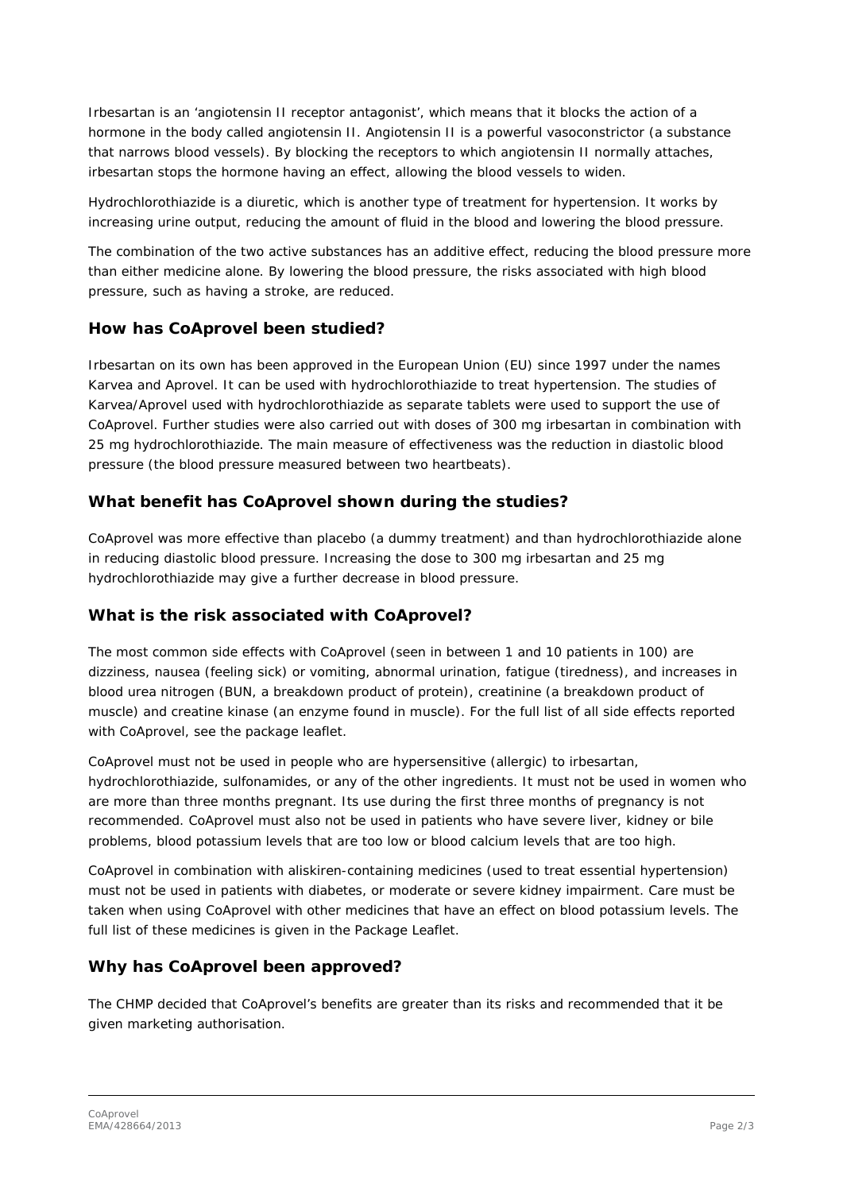Irbesartan is an 'angiotensin II receptor antagonist', which means that it blocks the action of a hormone in the body called angiotensin II. Angiotensin II is a powerful vasoconstrictor (a substance that narrows blood vessels). By blocking the receptors to which angiotensin II normally attaches, irbesartan stops the hormone having an effect, allowing the blood vessels to widen.

Hydrochlorothiazide is a diuretic, which is another type of treatment for hypertension. It works by increasing urine output, reducing the amount of fluid in the blood and lowering the blood pressure.

The combination of the two active substances has an additive effect, reducing the blood pressure more than either medicine alone. By lowering the blood pressure, the risks associated with high blood pressure, such as having a stroke, are reduced.

## How has CoAprovel been studied?

Irbesartan on its own has been approved in the European Union (EU) since 1997 under the names Karvea and Aprovel. It can be used with hydrochlorothiazide to treat hypertension. The studies of Karvea/Aprovel used with hydrochlorothiazide as separate tablets were used to support the use of CoAprovel. Further studies were also carried out with doses of 300 mg irbesartan in combination with 25 mg hydrochlorothiazide. The main measure of effectiveness was the reduction in diastolic blood pressure (the blood pressure measured between two heartbeats).

## What benefit has CoAprovel shown during the studies?

CoAprovel was more effective than placebo (a dummy treatment) and than hydrochlorothiazide alone in reducing diastolic blood pressure. Increasing the dose to 300 mg irbesartan and 25 mg hydrochlorothiazide may give a further decrease in blood pressure.

## What is the risk associated with CoAprovel?

The most common side effects with CoAprovel (seen in between 1 and 10 patients in 100) are dizziness, nausea (feeling sick) or vomiting, abnormal urination, fatigue (tiredness), and increases in blood urea nitrogen (BUN, a breakdown product of protein), creatinine (a breakdown product of muscle) and creatine kinase (an enzyme found in muscle). For the full list of all side effects reported with CoAprovel, see the package leaflet.

CoAprovel must not be used in people who are hypersensitive (allergic) to irbesartan, hydrochlorothiazide, sulfonamides, or any of the other ingredients. It must not be used in women who are more than three months pregnant. Its use during the first three months of pregnancy is not recommended. CoAprovel must also not be used in patients who have severe liver, kidney or bile problems, blood potassium levels that are too low or blood calcium levels that are too high.

CoAprovel in combination with aliskiren-containing medicines (used to treat essential hypertension) must not be used in patients with diabetes, or moderate or severe kidney impairment. Care must be taken when using CoAprovel with other medicines that have an effect on blood potassium levels. The full list of these medicines is given in the Package Leaflet.

## Why has CoAprovel been approved?

The CHMP decided that CoAprovel's benefits are greater than its risks and recommended that it be given marketing authorisation.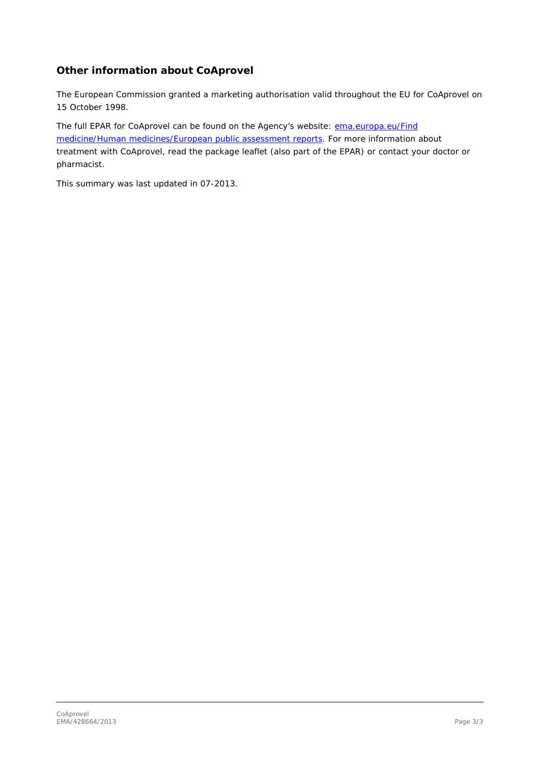## Other information about CoAprovel

The European Commission granted a marketing authorisation valid throughout the EU for CoAprovel on 15 October 1998.

The full EPAR for CoAprovel can be found on the Agency's website: [ema.europa.eu/Find medicine/Human medicines/European public assessment reports](ema.europa.eu/Find medicine/Human medicines/European public assessment reports). For more information about treatment with CoAprovel, read the package leaflet (also part of the EPAR) or contact your doctor or pharmacist.

This summary was last updated in 07-2013.